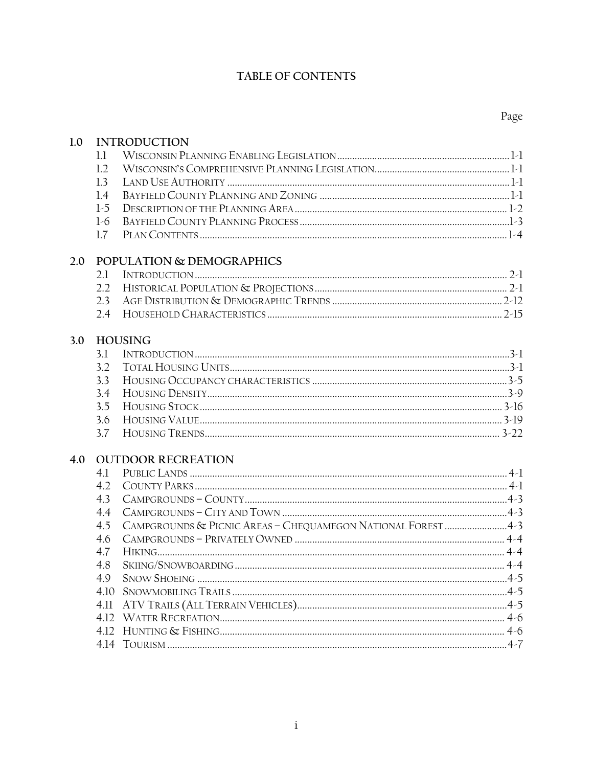# TABLE OF CONTENTS

| | | Page |
|---|---|---|
| **1.0** | **INTRODUCTION** | |
| 1.1 | Wisconsin Planning Enabling Legislation | 1-1 |
| 1.2 | Wisconsin's Comprehensive Planning Legislation | 1-1 |
| 1.3 | Land Use Authority | 1-1 |
| 1.4 | Bayfield County Planning and Zoning | 1-1 |
| 1-5 | Description of the Planning Area | 1-2 |
| 1-6 | Bayfield County Planning Process | 1-3 |
| 1.7 | Plan Contents | 1-4 |
| **2.0** | **POPULATION & DEMOGRAPHICS** | |
| 2.1 | Introduction | 2-1 |
| 2.2 | Historical Population & Projections | 2-1 |
| 2.3 | Age Distribution & Demographic Trends | 2-12 |
| 2.4 | Household Characteristics | 2-15 |
| **3.0** | **HOUSING** | |
| 3.1 | Introduction | 3-1 |
| 3.2 | Total Housing Units | 3-1 |
| 3.3 | Housing Occupancy characteristics | 3-5 |
| 3.4 | Housing Density | 3-9 |
| 3.5 | Housing Stock | 3-16 |
| 3.6 | Housing Value | 3-19 |
| 3.7 | Housing Trends | 3-22 |
| **4.0** | **OUTDOOR RECREATION** | |
| 4.1 | Public Lands | 4-1 |
| 4.2 | County Parks | 4-1 |
| 4.3 | Campgrounds – County | 4-3 |
| 4.4 | Campgrounds – City and Town | 4-3 |
| 4.5 | Campgrounds & Picnic Areas – Chequamegon National Forest | 4-3 |
| 4.6 | Campgrounds – Privately Owned | 4-4 |
| 4.7 | Hiking | 4-4 |
| 4.8 | Skiing/Snowboarding | 4-4 |
| 4.9 | Snow Shoeing | 4-5 |
| 4.10 | Snowmobiling Trails | 4-5 |
| 4.11 | ATV Trails (All Terrain Vehicles) | 4-5 |
| 4.12 | Water Recreation | 4-6 |
| 4.12 | Hunting & Fishing | 4-6 |
| 4.14 | Tourism | 4-7 |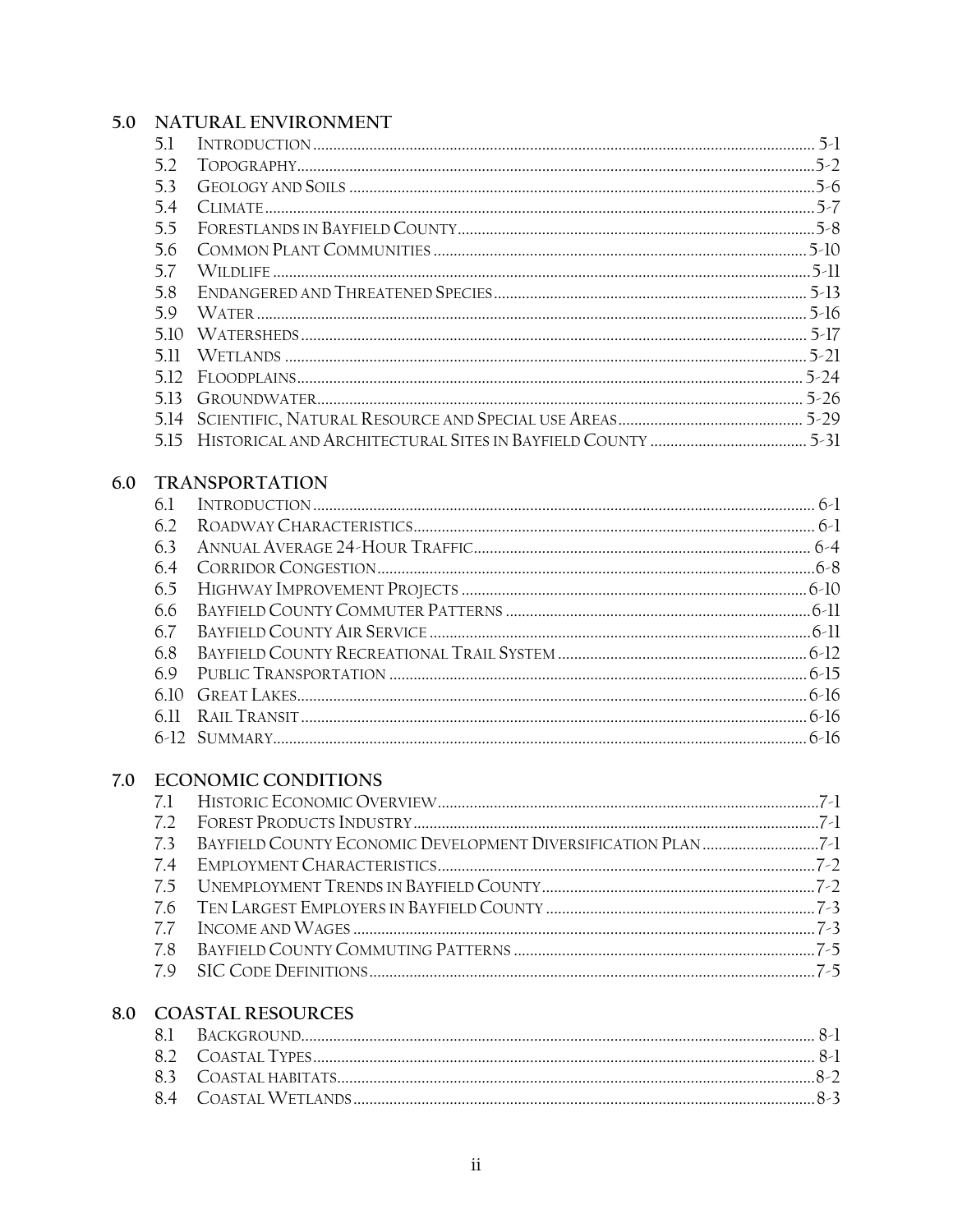## 5.0 NATURAL ENVIRONMENT

- 5.1 Introduction ........................................ 5-1
- 5.2 Topography ........................................ 5-2
- 5.3 Geology and Soils ........................................ 5-6
- 5.4 Climate ........................................ 5-7
- 5.5 Forestlands in Bayfield County ........................................ 5-8
- 5.6 Common Plant Communities ........................................ 5-10
- 5.7 Wildlife ........................................ 5-11
- 5.8 Endangered and Threatened Species ........................................ 5-13
- 5.9 Water ........................................ 5-16
- 5.10 Watersheds ........................................ 5-17
- 5.11 Wetlands ........................................ 5-21
- 5.12 Floodplains ........................................ 5-24
- 5.13 Groundwater ........................................ 5-26
- 5.14 Scientific, Natural Resource and Special use Areas ........................................ 5-29
- 5.15 Historical and Architectural Sites in Bayfield County ........................................ 5-31

## 6.0 TRANSPORTATION

- 6.1 Introduction ........................................ 6-1
- 6.2 Roadway Characteristics ........................................ 6-1
- 6.3 Annual Average 24-Hour Traffic ........................................ 6-4
- 6.4 Corridor Congestion ........................................ 6-8
- 6.5 Highway Improvement Projects ........................................ 6-10
- 6.6 Bayfield County Commuter Patterns ........................................ 6-11
- 6.7 Bayfield County Air Service ........................................ 6-11
- 6.8 Bayfield County Recreational Trail System ........................................ 6-12
- 6.9 Public Transportation ........................................ 6-15
- 6.10 Great Lakes ........................................ 6-16
- 6.11 Rail Transit ........................................ 6-16
- 6-12 Summary ........................................ 6-16

## 7.0 ECONOMIC CONDITIONS

- 7.1 Historic Economic Overview ........................................ 7-1
- 7.2 Forest Products Industry ........................................ 7-1
- 7.3 Bayfield County Economic Development Diversification Plan ........................................ 7-1
- 7.4 Employment Characteristics ........................................ 7-2
- 7.5 Unemployment Trends in Bayfield County ........................................ 7-2
- 7.6 Ten Largest Employers in Bayfield County ........................................ 7-3
- 7.7 Income and Wages ........................................ 7-3
- 7.8 Bayfield County Commuting Patterns ........................................ 7-5
- 7.9 SIC Code Definitions ........................................ 7-5

## 8.0 COASTAL RESOURCES

- 8.1 Background ........................................ 8-1
- 8.2 Coastal Types ........................................ 8-1
- 8.3 Coastal habitats ........................................ 8-2
- 8.4 Coastal Wetlands ........................................ 8-3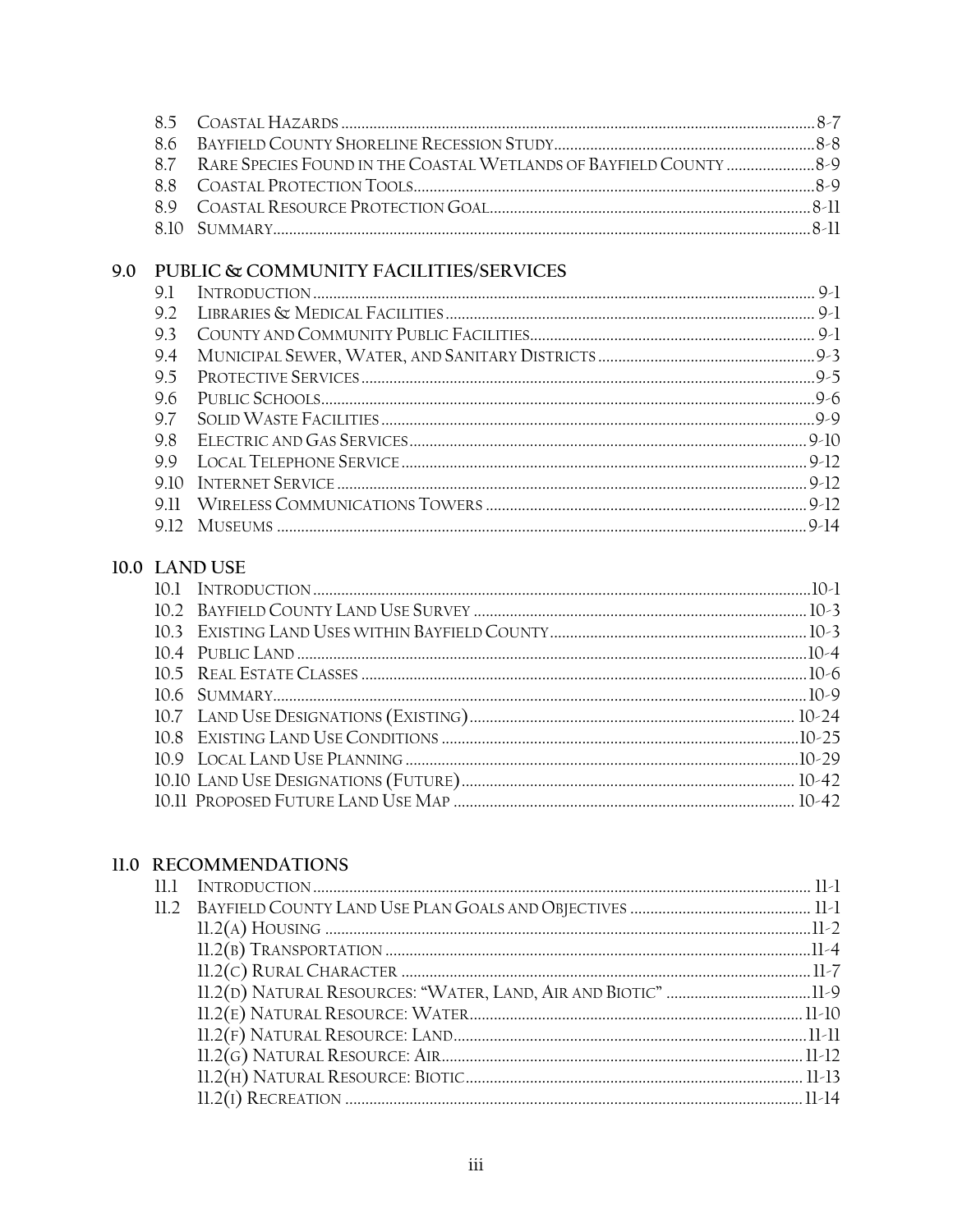8.5 Coastal Hazards ........ 8-7
8.6 Bayfield County Shoreline Recession Study ........ 8-8
8.7 Rare Species Found in the Coastal Wetlands of Bayfield County ........ 8-9
8.8 Coastal Protection Tools ........ 8-9
8.9 Coastal Resource Protection Goal ........ 8-11
8.10 Summary ........ 8-11

## 9.0 PUBLIC & COMMUNITY FACILITIES/SERVICES

9.1 Introduction ........ 9-1
9.2 Libraries & Medical Facilities ........ 9-1
9.3 County and Community Public Facilities ........ 9-1
9.4 Municipal Sewer, Water, and Sanitary Districts ........ 9-3
9.5 Protective Services ........ 9-5
9.6 Public Schools ........ 9-6
9.7 Solid Waste Facilities ........ 9-9
9.8 Electric and Gas Services ........ 9-10
9.9 Local Telephone Service ........ 9-12
9.10 Internet Service ........ 9-12
9.11 Wireless Communications Towers ........ 9-12
9.12 Museums ........ 9-14

## 10.0 LAND USE

10.1 Introduction ........ 10-1
10.2 Bayfield County Land Use Survey ........ 10-3
10.3 Existing Land Uses within Bayfield County ........ 10-3
10.4 Public Land ........ 10-4
10.5 Real Estate Classes ........ 10-6
10.6 Summary ........ 10-9
10.7 Land Use Designations (Existing) ........ 10-24
10.8 Existing Land Use Conditions ........ 10-25
10.9 Local Land Use Planning ........ 10-29
10.10 Land Use Designations (Future) ........ 10-42
10.11 Proposed Future Land Use Map ........ 10-42

## 11.0 RECOMMENDATIONS

11.1 Introduction ........ 11-1
11.2 Bayfield County Land Use Plan Goals and Objectives ........ 11-1
- 11.2(a) Housing ........ 11-2
- 11.2(b) Transportation ........ 11-4
- 11.2(c) Rural Character ........ 11-7
- 11.2(d) Natural Resources: "Water, Land, Air and Biotic" ........ 11-9
- 11.2(e) Natural Resource: Water ........ 11-10
- 11.2(f) Natural Resource: Land ........ 11-11
- 11.2(g) Natural Resource: Air ........ 11-12
- 11.2(h) Natural Resource: Biotic ........ 11-13
- 11.2(i) Recreation ........ 11-14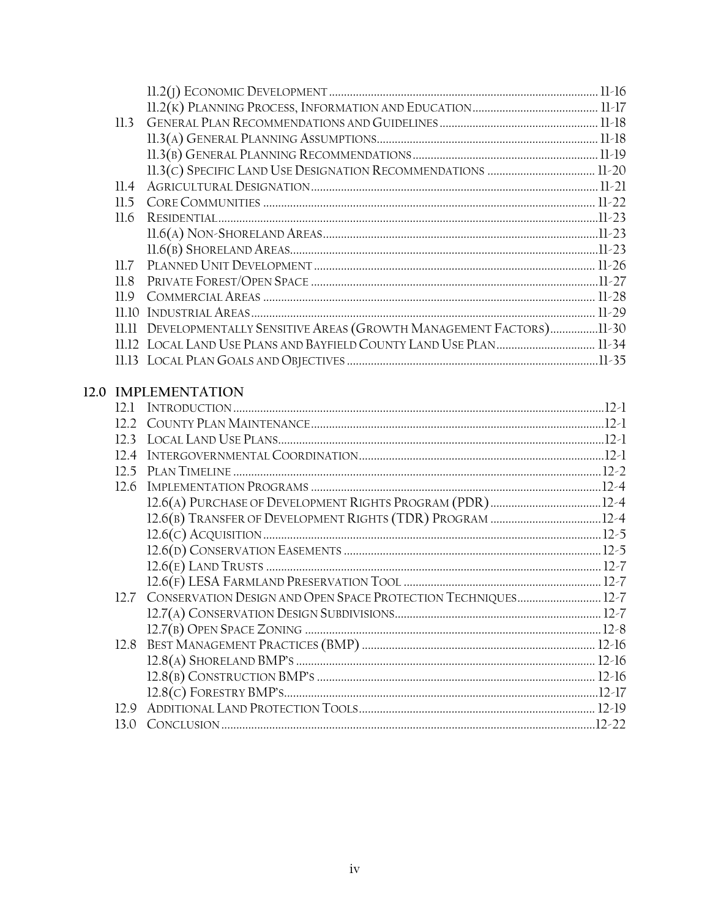- 11.2(J) Economic Development ........ 11-16
- 11.2(K) Planning Process, Information and Education ........ 11-17

11.3 General Plan Recommendations and Guidelines ........ 11-18
- 11.3(A) General Planning Assumptions ........ 11-18
- 11.3(B) General Planning Recommendations ........ 11-19
- 11.3(C) Specific Land Use Designation Recommendations ........ 11-20

11.4 Agricultural Designation ........ 11-21

11.5 Core Communities ........ 11-22

11.6 Residential ........ 11-23
- 11.6(A) Non-Shoreland Areas ........ 11-23
- 11.6(B) Shoreland Areas ........ 11-23

11.7 Planned Unit Development ........ 11-26

11.8 Private Forest/Open Space ........ 11-27

11.9 Commercial Areas ........ 11-28

11.10 Industrial Areas ........ 11-29

11.11 Developmentally Sensitive Areas (Growth Management Factors) ........ 11-30

11.12 Local Land Use Plans and Bayfield County Land Use Plan ........ 11-34

11.13 Local Plan Goals and Objectives ........ 11-35

## 12.0 IMPLEMENTATION

12.1 Introduction ........ 12-1

12.2 County Plan Maintenance ........ 12-1

12.3 Local Land Use Plans ........ 12-1

12.4 Intergovernmental Coordination ........ 12-1

12.5 Plan Timeline ........ 12-2

12.6 Implementation Programs ........ 12-4
- 12.6(A) Purchase of Development Rights (PDR) ........ 12-4
- 12.6(B) Transfer of Development Rights (TDR) Program ........ 12-4
- 12.6(C) Acquisition ........ 12-5
- 12.6(D) Conservation Easements ........ 12-5
- 12.6(E) Land Trusts ........ 12-7
- 12.6(F) LESA Farmland Preservation Tool ........ 12-7

12.7 Conservation Design and Open Space Protection Techniques ........ 12-7
- 12.7(A) Conservation Design Subdivisions ........ 12-7
- 12.7(B) Open Space Zoning ........ 12-8

12.8 Best Management Practices (BMP) ........ 12-16
- 12.8(A) Shoreland BMP's ........ 12-16
- 12.8(B) Construction BMP's ........ 12-16
- 12.8(C) Forestry BMP's ........ 12-17

12.9 Additional Land Protection Tools ........ 12-19

13.0 Conclusion ........ 12-22